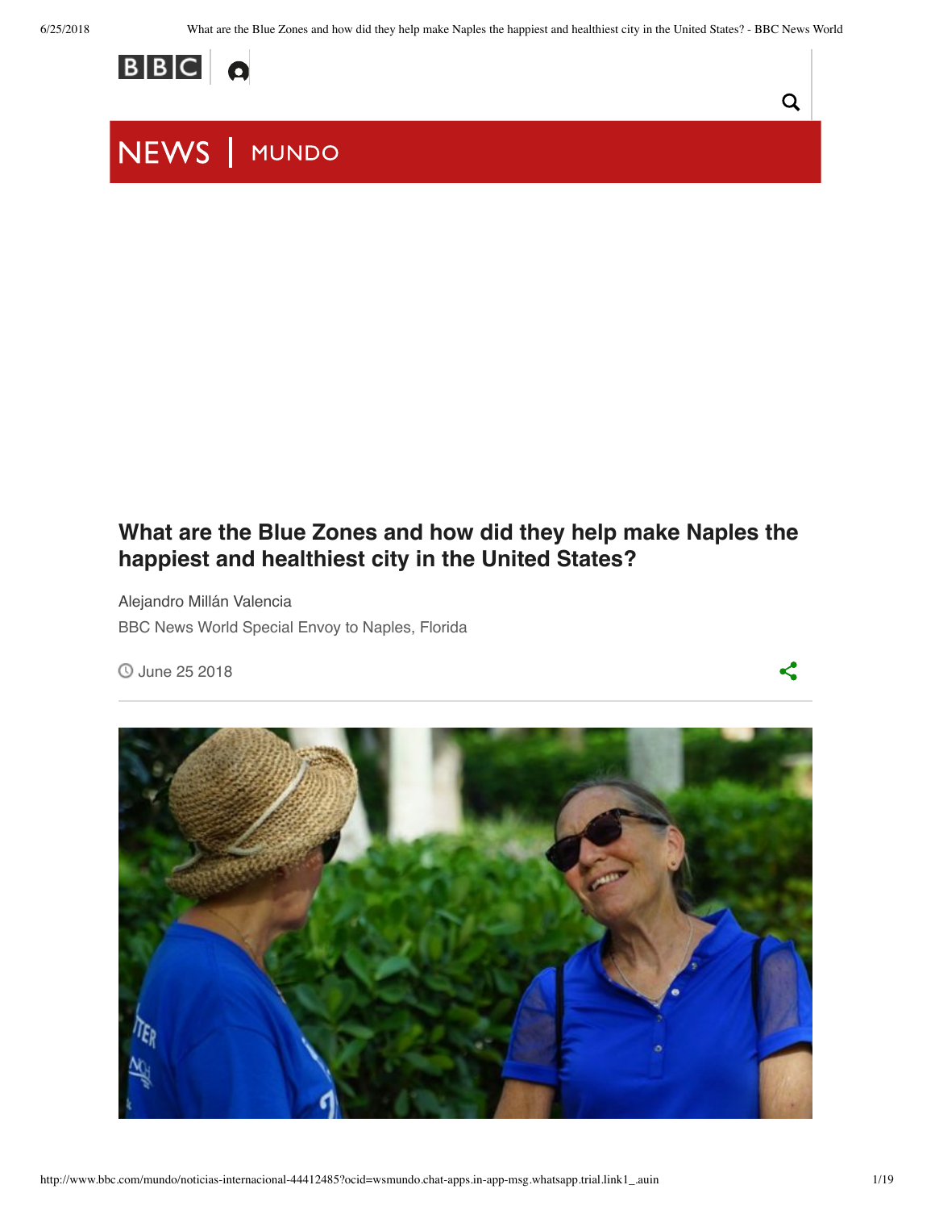NEWS | MUNDO

# What are the Blue Zones and how did they help make Naples the happiest and healthiest city in the United States?

Alejandro Millán Valencia

BBC News World Special Envoy to Naples, Florida

June 25 2018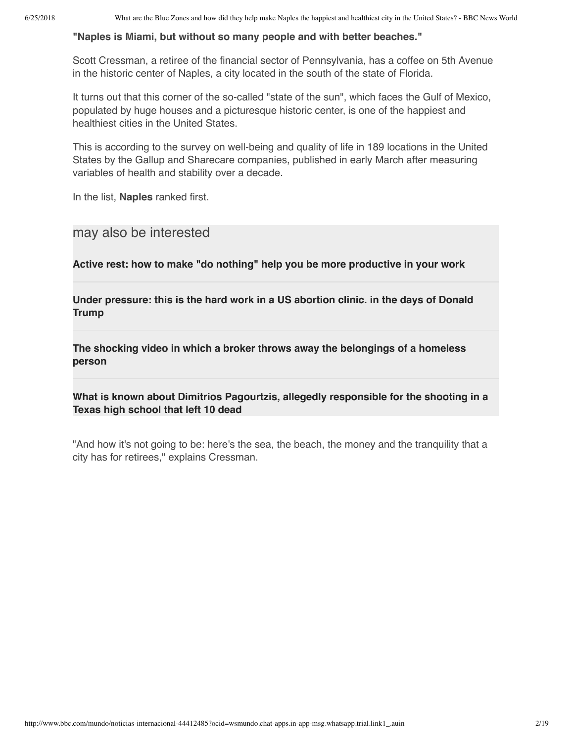**"Naples is Miami, but without so many people and with better beaches."**

Scott Cressman, a retiree of the financial sector of Pennsylvania, has a coffee on 5th Avenue in the historic center of Naples, a city located in the south of the state of Florida.

It turns out that this corner of the so-called "state of the sun", which faces the Gulf of Mexico, populated by huge houses and a picturesque historic center, is one of the happiest and healthiest cities in the United States.

This is according to the survey on well-being and quality of life in 189 locations in the United States by the Gallup and Sharecare companies, published in early March after measuring variables of health and stability over a decade.

In the list, **Naples** ranked first.

## may also be interested

**Active rest: how to make "do nothing" help you be more productive in your work**

**Under pressure: this is the hard work in a US abortion clinic. in the days of Donald Trump**

**The shocking video in which a broker throws away the belongings of a homeless person**

**What is known about Dimitrios Pagourtzis, allegedly responsible for the shooting in a Texas high school that left 10 dead**

"And how it's not going to be: here's the sea, the beach, the money and the tranquility that a city has for retirees," explains Cressman.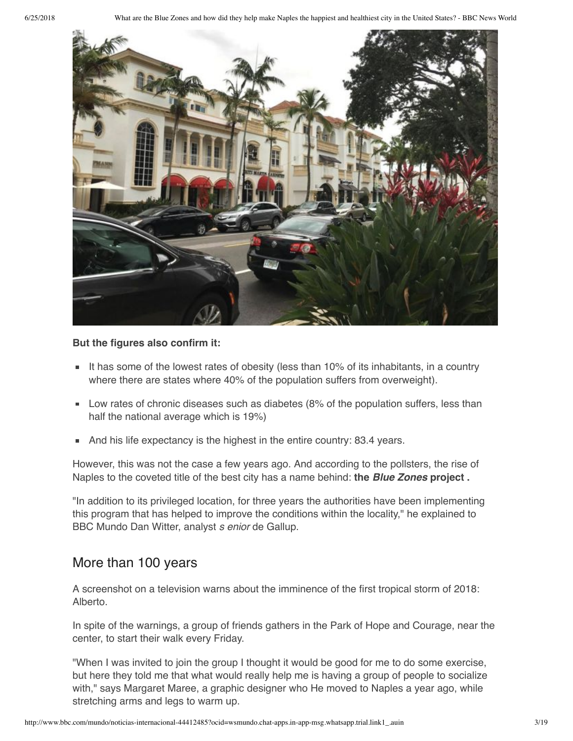**But the figures also confirm it:**

- It has some of the lowest rates of obesity (less than 10% of its inhabitants, in a country where there are states where 40% of the population suffers from overweight).
- Low rates of chronic diseases such as diabetes (8% of the population suffers, less than half the national average which is 19%)
- And his life expectancy is the highest in the entire country: 83.4 years.

However, this was not the case a few years ago. And according to the pollsters, the rise of Naples to the coveted title of the best city has a name behind: **the *Blue Zones* project .**

"In addition to its privileged location, for three years the authorities have been implementing this program that has helped to improve the conditions within the locality," he explained to BBC Mundo Dan Witter, analyst *s enior* de Gallup.

## More than 100 years

A screenshot on a television warns about the imminence of the first tropical storm of 2018: Alberto.

In spite of the warnings, a group of friends gathers in the Park of Hope and Courage, near the center, to start their walk every Friday.

"When I was invited to join the group I thought it would be good for me to do some exercise, but here they told me that what would really help me is having a group of people to socialize with," says Margaret Maree, a graphic designer who He moved to Naples a year ago, while stretching arms and legs to warm up.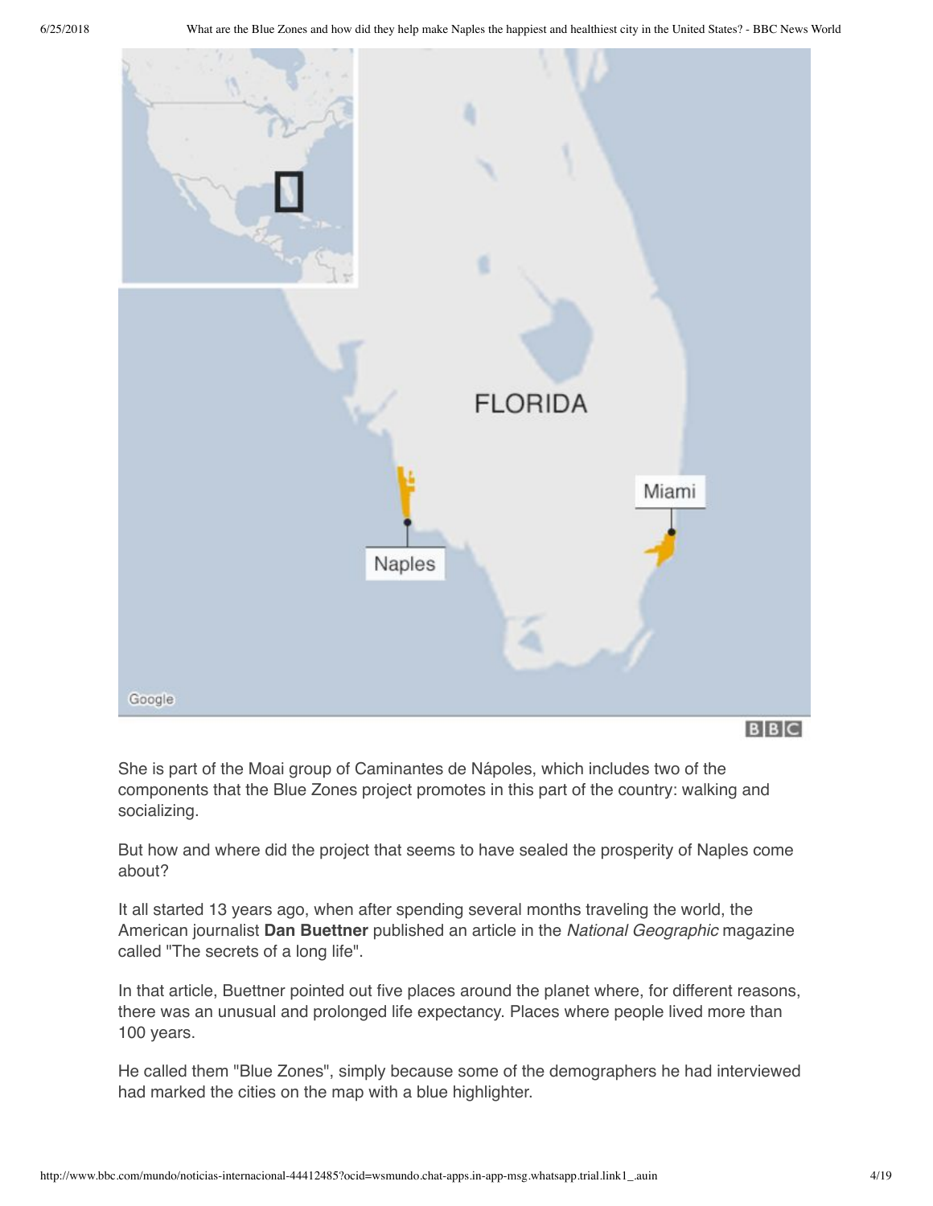She is part of the Moai group of Caminantes de Nápoles, which includes two of the components that the Blue Zones project promotes in this part of the country: walking and socializing.

But how and where did the project that seems to have sealed the prosperity of Naples come about?

It all started 13 years ago, when after spending several months traveling the world, the American journalist **Dan Buettner** published an article in the *National Geographic* magazine called "The secrets of a long life".

In that article, Buettner pointed out five places around the planet where, for different reasons, there was an unusual and prolonged life expectancy. Places where people lived more than 100 years.

He called them "Blue Zones", simply because some of the demographers he had interviewed had marked the cities on the map with a blue highlighter.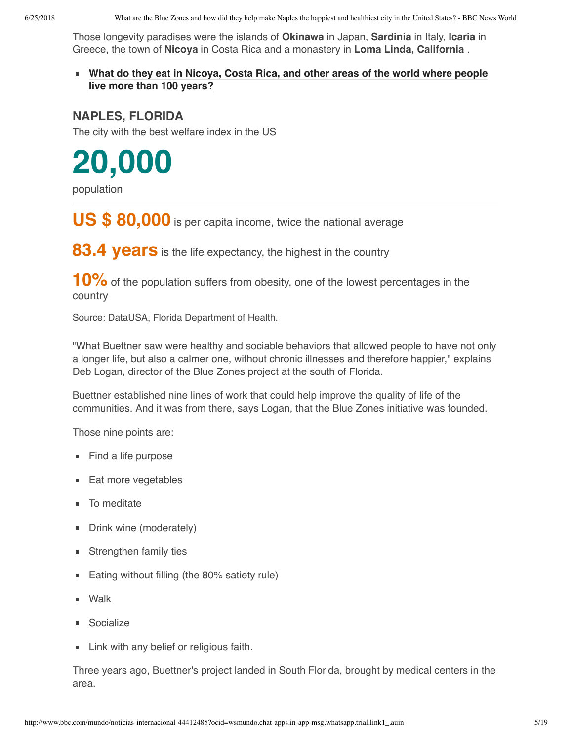Those longevity paradises were the islands of **Okinawa** in Japan, **Sardinia** in Italy, **Icaria** in Greece, the town of **Nicoya** in Costa Rica and a monastery in **Loma Linda, California** .

- **What do they eat in Nicoya, Costa Rica, and other areas of the world where people live more than 100 years?**

## NAPLES, FLORIDA

The city with the best welfare index in the US

# 20,000

population

---

**US $ 80,000** is per capita income, twice the national average

**83.4 years** is the life expectancy, the highest in the country

**10%** of the population suffers from obesity, one of the lowest percentages in the country

Source: DataUSA, Florida Department of Health.

"What Buettner saw were healthy and sociable behaviors that allowed people to have not only a longer life, but also a calmer one, without chronic illnesses and therefore happier," explains Deb Logan, director of the Blue Zones project at the south of Florida.

Buettner established nine lines of work that could help improve the quality of life of the communities. And it was from there, says Logan, that the Blue Zones initiative was founded.

Those nine points are:

- Find a life purpose
- Eat more vegetables
- To meditate
- Drink wine (moderately)
- Strengthen family ties
- Eating without filling (the 80% satiety rule)
- Walk
- Socialize
- Link with any belief or religious faith.

Three years ago, Buettner's project landed in South Florida, brought by medical centers in the area.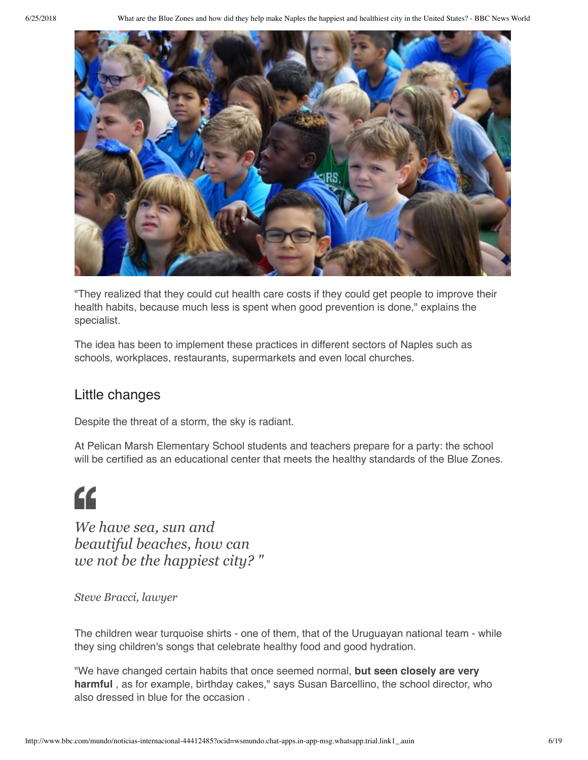"They realized that they could cut health care costs if they could get people to improve their health habits, because much less is spent when good prevention is done," explains the specialist.

The idea has been to implement these practices in different sectors of Naples such as schools, workplaces, restaurants, supermarkets and even local churches.

## Little changes

Despite the threat of a storm, the sky is radiant.

At Pelican Marsh Elementary School students and teachers prepare for a party: the school will be certified as an educational center that meets the healthy standards of the Blue Zones.

> *We have sea, sun and beautiful beaches, how can we not be the happiest city? "*
>
> *Steve Bracci, lawyer*

The children wear turquoise shirts - one of them, that of the Uruguayan national team - while they sing children's songs that celebrate healthy food and good hydration.

"We have changed certain habits that once seemed normal, **but seen closely are very harmful** , as for example, birthday cakes," says Susan Barcellino, the school director, who also dressed in blue for the occasion .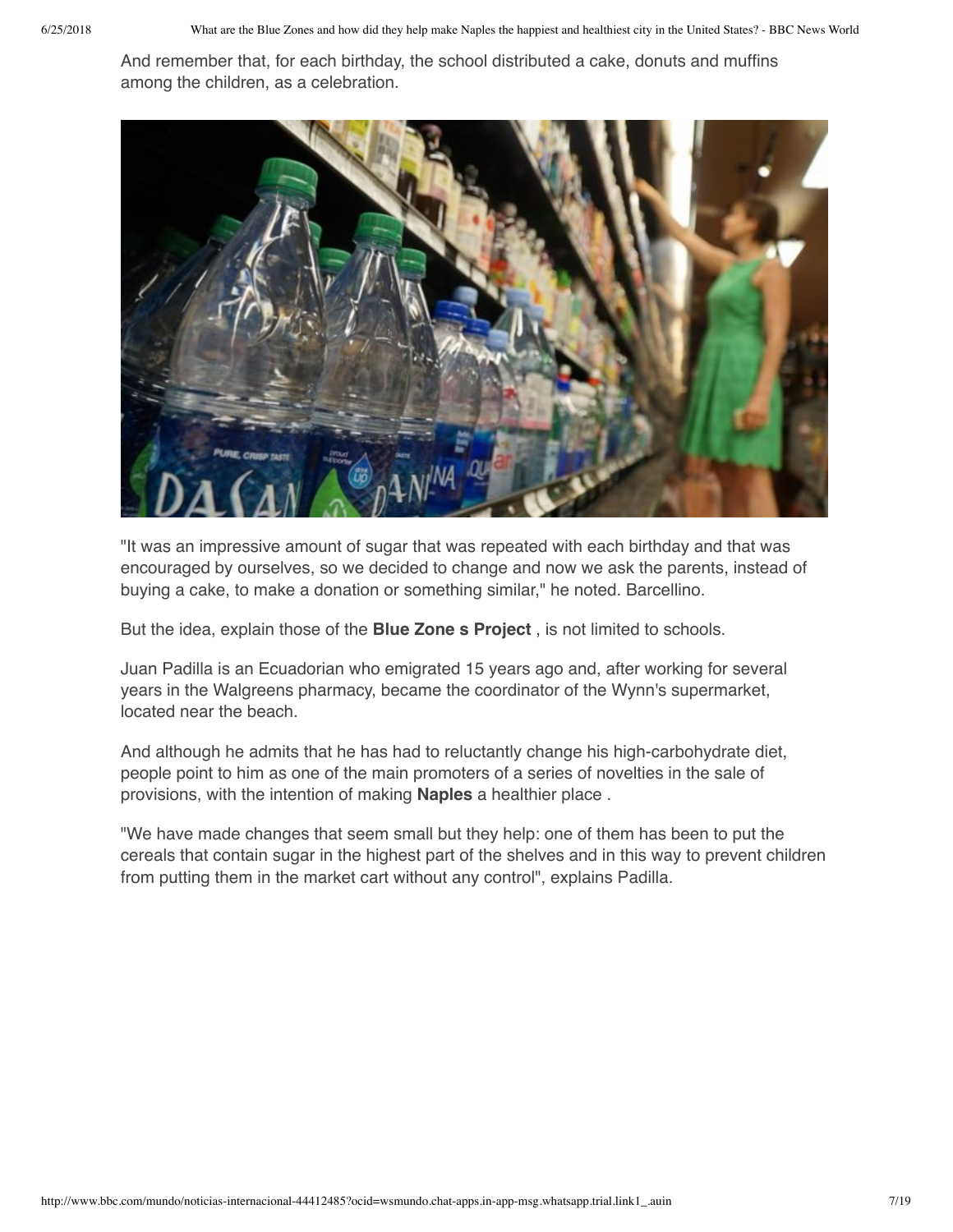And remember that, for each birthday, the school distributed a cake, donuts and muffins among the children, as a celebration.

"It was an impressive amount of sugar that was repeated with each birthday and that was encouraged by ourselves, so we decided to change and now we ask the parents, instead of buying a cake, to make a donation or something similar," he noted. Barcellino.

But the idea, explain those of the **Blue Zone s Project** , is not limited to schools.

Juan Padilla is an Ecuadorian who emigrated 15 years ago and, after working for several years in the Walgreens pharmacy, became the coordinator of the Wynn's supermarket, located near the beach.

And although he admits that he has had to reluctantly change his high-carbohydrate diet, people point to him as one of the main promoters of a series of novelties in the sale of provisions, with the intention of making **Naples** a healthier place .

"We have made changes that seem small but they help: one of them has been to put the cereals that contain sugar in the highest part of the shelves and in this way to prevent children from putting them in the market cart without any control", explains Padilla.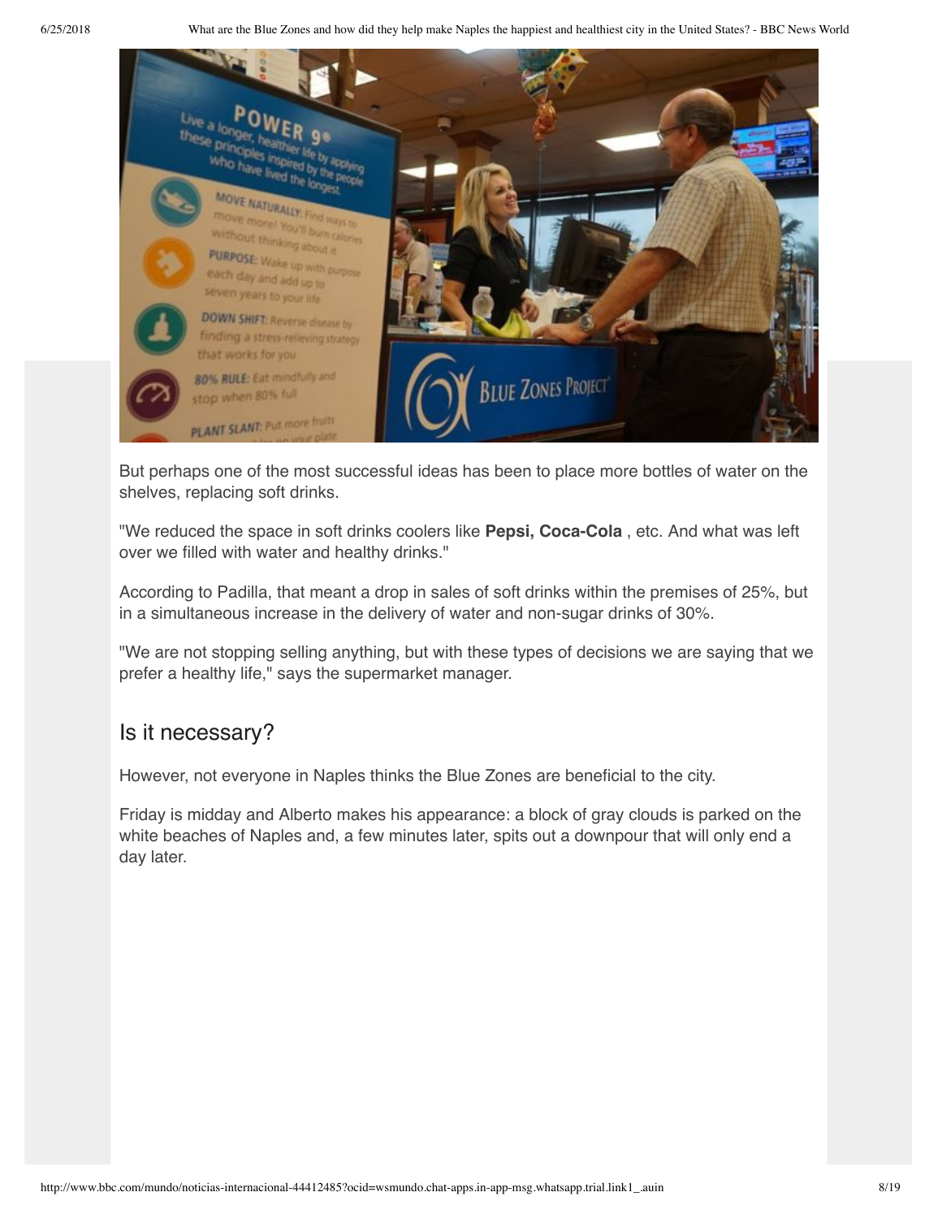But perhaps one of the most successful ideas has been to place more bottles of water on the shelves, replacing soft drinks.

"We reduced the space in soft drinks coolers like **Pepsi, Coca-Cola** , etc. And what was left over we filled with water and healthy drinks."

According to Padilla, that meant a drop in sales of soft drinks within the premises of 25%, but in a simultaneous increase in the delivery of water and non-sugar drinks of 30%.

"We are not stopping selling anything, but with these types of decisions we are saying that we prefer a healthy life," says the supermarket manager.

## Is it necessary?

However, not everyone in Naples thinks the Blue Zones are beneficial to the city.

Friday is midday and Alberto makes his appearance: a block of gray clouds is parked on the white beaches of Naples and, a few minutes later, spits out a downpour that will only end a day later.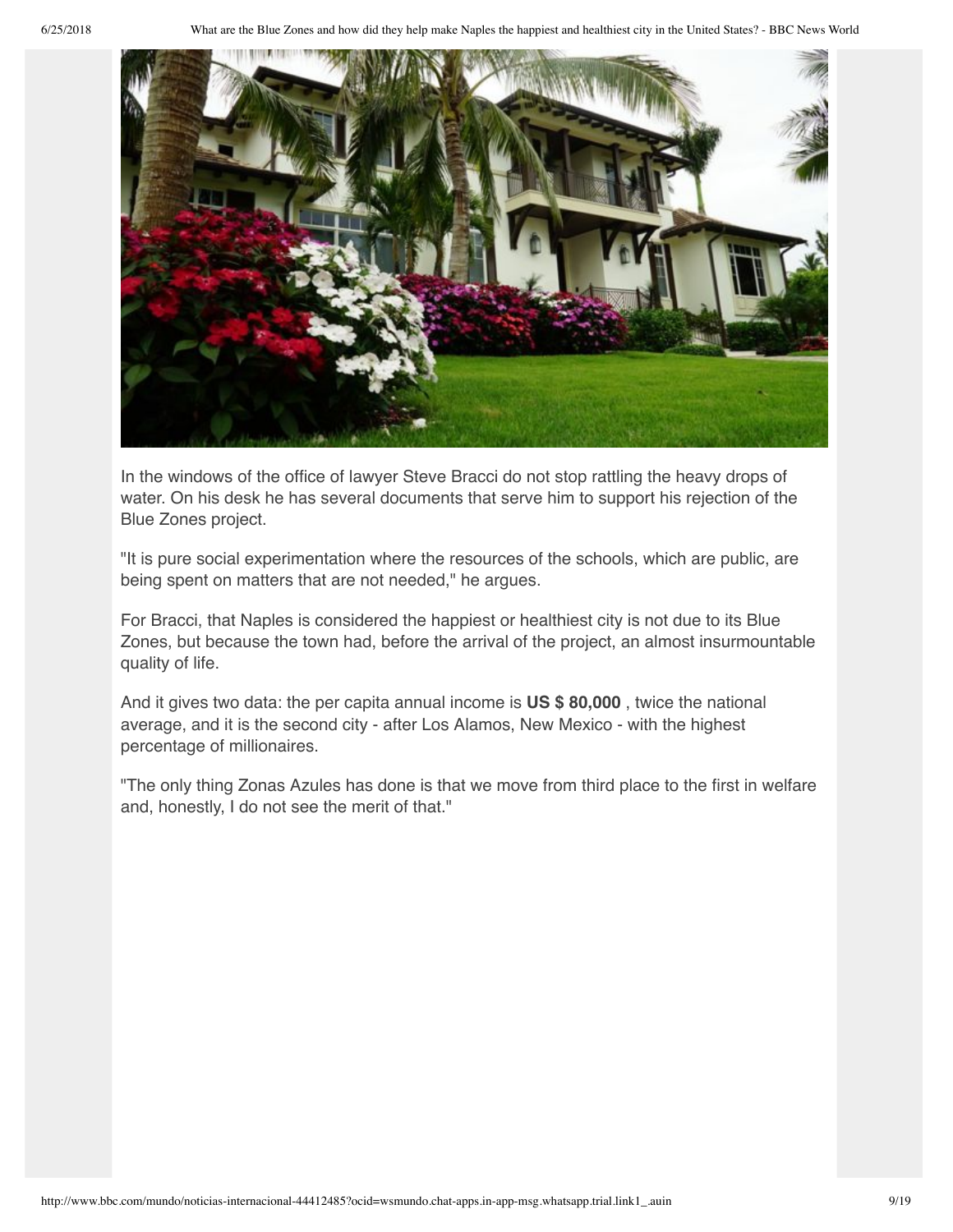In the windows of the office of lawyer Steve Bracci do not stop rattling the heavy drops of water. On his desk he has several documents that serve him to support his rejection of the Blue Zones project.

"It is pure social experimentation where the resources of the schools, which are public, are being spent on matters that are not needed," he argues.

For Bracci, that Naples is considered the happiest or healthiest city is not due to its Blue Zones, but because the town had, before the arrival of the project, an almost insurmountable quality of life.

And it gives two data: the per capita annual income is **US $ 80,000** , twice the national average, and it is the second city - after Los Alamos, New Mexico - with the highest percentage of millionaires.

"The only thing Zonas Azules has done is that we move from third place to the first in welfare and, honestly, I do not see the merit of that."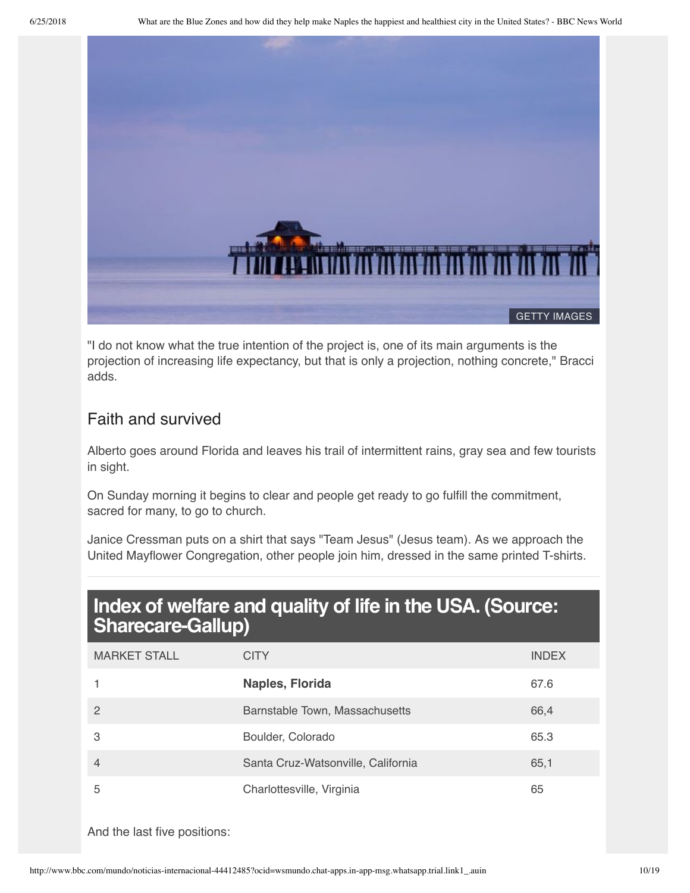GETTY IMAGES

"I do not know what the true intention of the project is, one of its main arguments is the projection of increasing life expectancy, but that is only a projection, nothing concrete," Bracci adds.

## Faith and survived

Alberto goes around Florida and leaves his trail of intermittent rains, gray sea and few tourists in sight.

On Sunday morning it begins to clear and people get ready to go fulfill the commitment, sacred for many, to go to church.

Janice Cressman puts on a shirt that says "Team Jesus" (Jesus team). As we approach the United Mayflower Congregation, other people join him, dressed in the same printed T-shirts.

## Index of welfare and quality of life in the USA. (Source: Sharecare-Gallup)

| MARKET STALL | CITY | INDEX |
|---|---|---|
| 1 | **Naples, Florida** | 67.6 |
| 2 | Barnstable Town, Massachusetts | 66,4 |
| 3 | Boulder, Colorado | 65.3 |
| 4 | Santa Cruz-Watsonville, California | 65,1 |
| 5 | Charlottesville, Virginia | 65 |

And the last five positions: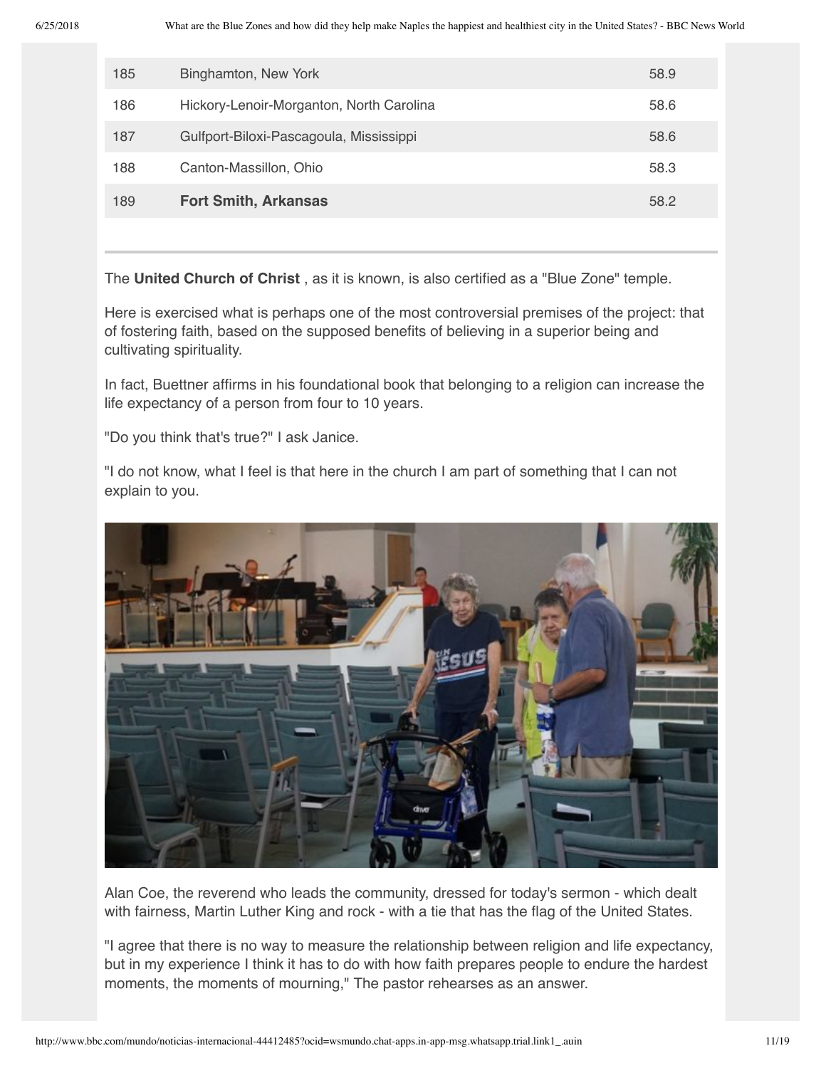| | | |
|---|---|---|
| 185 | Binghamton, New York | 58.9 |
| 186 | Hickory-Lenoir-Morganton, North Carolina | 58.6 |
| 187 | Gulfport-Biloxi-Pascagoula, Mississippi | 58.6 |
| 188 | Canton-Massillon, Ohio | 58.3 |
| 189 | **Fort Smith, Arkansas** | 58.2 |

The **United Church of Christ** , as it is known, is also certified as a "Blue Zone" temple.

Here is exercised what is perhaps one of the most controversial premises of the project: that of fostering faith, based on the supposed benefits of believing in a superior being and cultivating spirituality.

In fact, Buettner affirms in his foundational book that belonging to a religion can increase the life expectancy of a person from four to 10 years.

"Do you think that's true?" I ask Janice.

"I do not know, what I feel is that here in the church I am part of something that I can not explain to you.

Alan Coe, the reverend who leads the community, dressed for today's sermon - which dealt with fairness, Martin Luther King and rock - with a tie that has the flag of the United States.

"I agree that there is no way to measure the relationship between religion and life expectancy, but in my experience I think it has to do with how faith prepares people to endure the hardest moments, the moments of mourning," The pastor rehearses as an answer.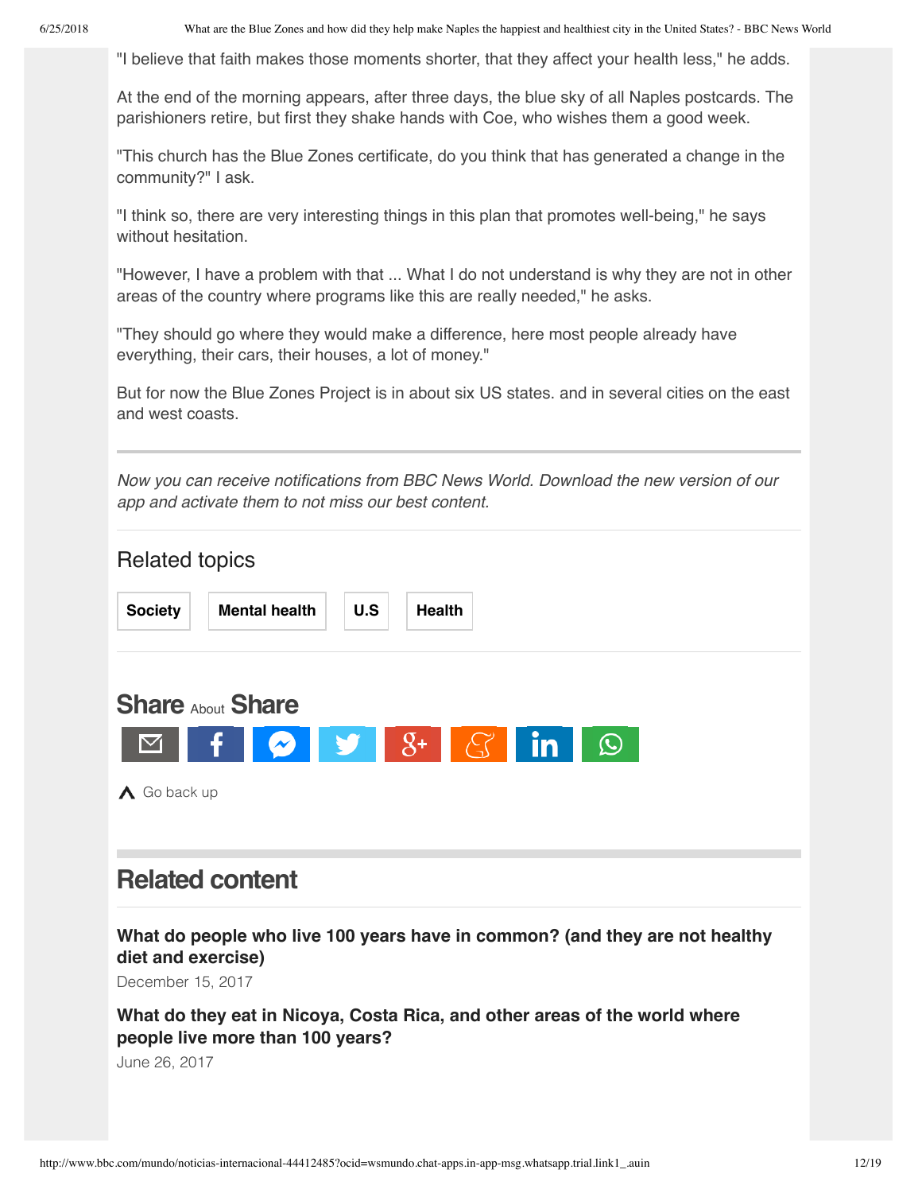"I believe that faith makes those moments shorter, that they affect your health less," he adds.

At the end of the morning appears, after three days, the blue sky of all Naples postcards. The parishioners retire, but first they shake hands with Coe, who wishes them a good week.

"This church has the Blue Zones certificate, do you think that has generated a change in the community?" I ask.

"I think so, there are very interesting things in this plan that promotes well-being," he says without hesitation.

"However, I have a problem with that ... What I do not understand is why they are not in other areas of the country where programs like this are really needed," he asks.

"They should go where they would make a difference, here most people already have everything, their cars, their houses, a lot of money."

But for now the Blue Zones Project is in about six US states. and in several cities on the east and west coasts.

---

*Now you can receive notifications from BBC News World. Download the new version of our app and activate them to not miss our best content.*

## Related topics

**Society** **Mental health** **U.S** **Health**

## Share About Share

Go back up

## Related content

**What do people who live 100 years have in common? (and they are not healthy diet and exercise)**
December 15, 2017

**What do they eat in Nicoya, Costa Rica, and other areas of the world where people live more than 100 years?**
June 26, 2017